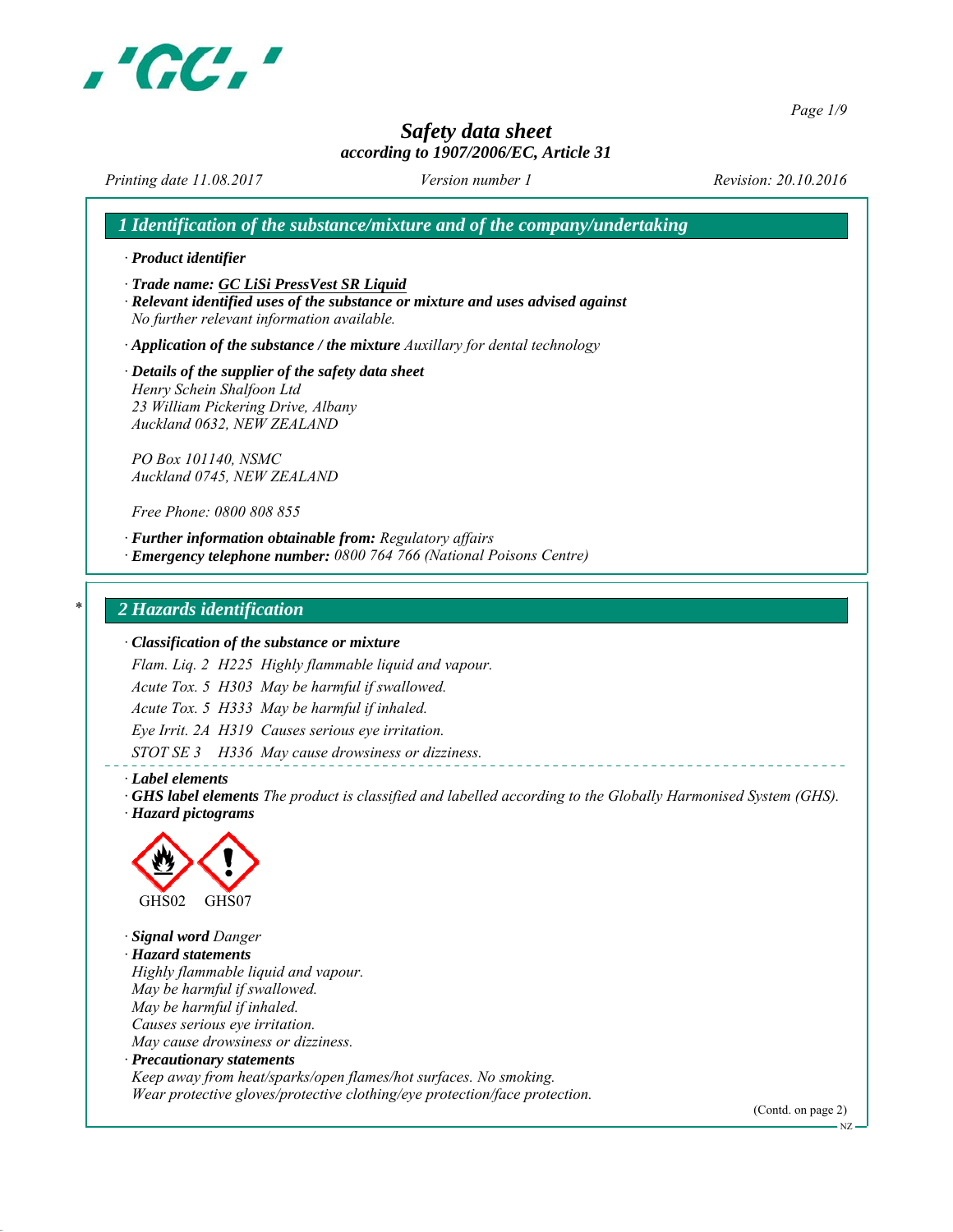# Safety data sheet

*according to 1907/2006/EC, Article 31*

*Printing date 11.08.2017* *Version number 1* *Revision: 20.10.2016*

## 1 Identification of the substance/mixture and of the company/undertaking

· **Product identifier**

· **Trade name: GC LiSi PressVest SR Liquid**

· **Relevant identified uses of the substance or mixture and uses advised against**
*No further relevant information available.*

· **Application of the substance / the mixture** *Auxillary for dental technology*

· **Details of the supplier of the safety data sheet**
*Henry Schein Shalfoon Ltd*
*23 William Pickering Drive, Albany*
*Auckland 0632, NEW ZEALAND*

*PO Box 101140, NSMC*
*Auckland 0745, NEW ZEALAND*

*Free Phone: 0800 808 855*

· **Further information obtainable from:** *Regulatory affairs*

· **Emergency telephone number:** *0800 764 766 (National Poisons Centre)*

## 2 Hazards identification

· **Classification of the substance or mixture**

| | | |
|---|---|---|
| Flam. Liq. 2 | H225 | Highly flammable liquid and vapour. |
| Acute Tox. 5 | H303 | May be harmful if swallowed. |
| Acute Tox. 5 | H333 | May be harmful if inhaled. |
| Eye Irrit. 2A | H319 | Causes serious eye irritation. |
| STOT SE 3 | H336 | May cause drowsiness or dizziness. |

· **Label elements**

· **GHS label elements** *The product is classified and labelled according to the Globally Harmonised System (GHS).*

· **Hazard pictograms**

GHS02 GHS07

· **Signal word** *Danger*

· **Hazard statements**
*Highly flammable liquid and vapour.*
*May be harmful if swallowed.*
*May be harmful if inhaled.*
*Causes serious eye irritation.*
*May cause drowsiness or dizziness.*

· **Precautionary statements**
*Keep away from heat/sparks/open flames/hot surfaces. No smoking.*
*Wear protective gloves/protective clothing/eye protection/face protection.*

(Contd. on page 2)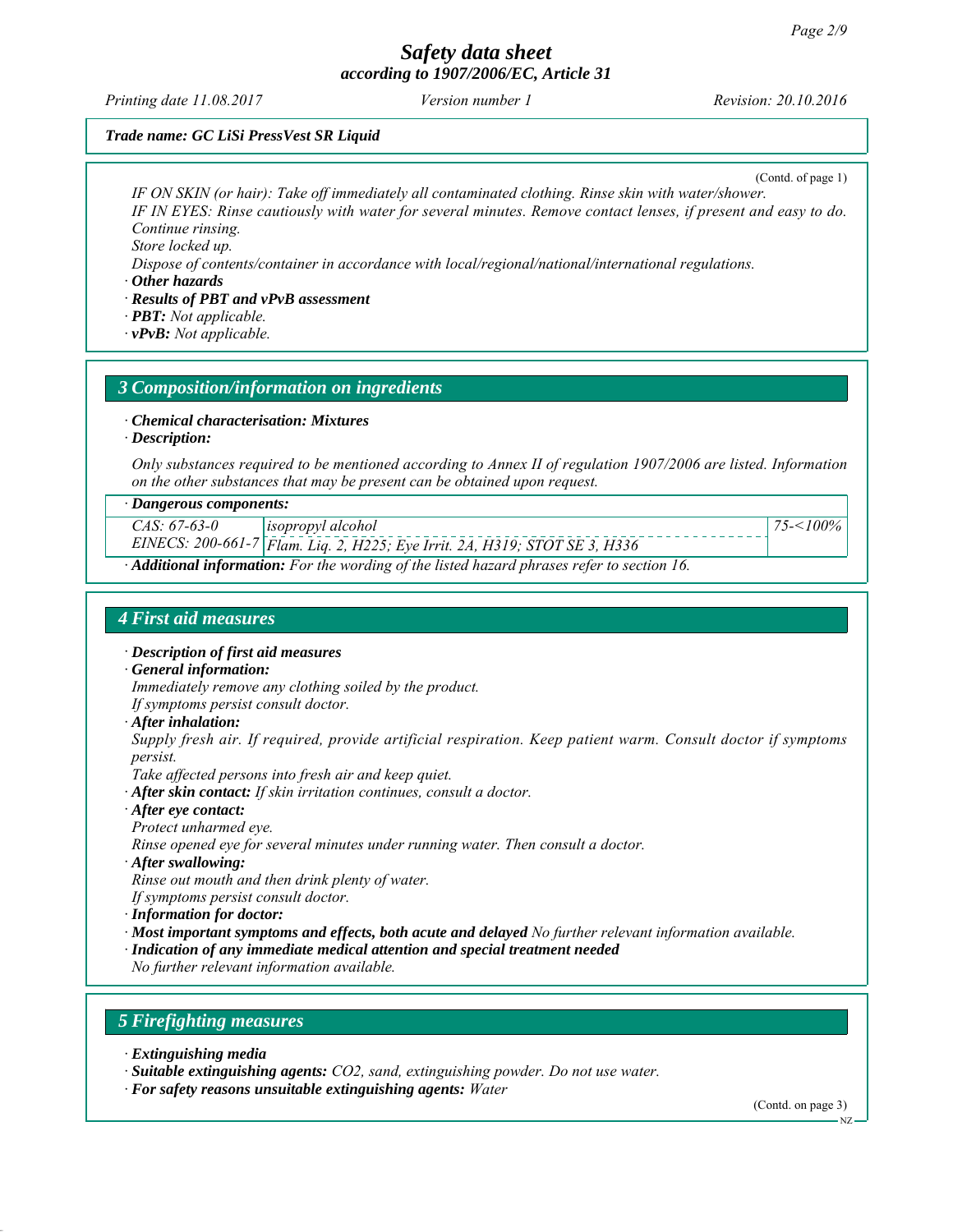Trade name: GC LiSi PressVest SR Liquid

(Contd. of page 1)

*IF ON SKIN (or hair): Take off immediately all contaminated clothing. Rinse skin with water/shower.*
*IF IN EYES: Rinse cautiously with water for several minutes. Remove contact lenses, if present and easy to do. Continue rinsing.*
*Store locked up.*
*Dispose of contents/container in accordance with local/regional/national/international regulations.*

· **Other hazards**
· **Results of PBT and vPvB assessment**
· **PBT:** *Not applicable.*
· **vPvB:** *Not applicable.*

## 3 Composition/information on ingredients

· **Chemical characterisation: Mixtures**
· **Description:**

*Only substances required to be mentioned according to Annex II of regulation 1907/2006 are listed. Information on the other substances that may be present can be obtained upon request.*

· **Dangerous components:**

| | | |
|---|---|---|
| CAS: 67-63-0<br>EINECS: 200-661-7 | isopropyl alcohol<br>Flam. Liq. 2, H225; Eye Irrit. 2A, H319; STOT SE 3, H336 | 75-<100% |

· **Additional information:** *For the wording of the listed hazard phrases refer to section 16.*

## 4 First aid measures

· **Description of first aid measures**
· **General information:**
*Immediately remove any clothing soiled by the product.*
*If symptoms persist consult doctor.*
· **After inhalation:**
*Supply fresh air. If required, provide artificial respiration. Keep patient warm. Consult doctor if symptoms persist.*
*Take affected persons into fresh air and keep quiet.*
· **After skin contact:** *If skin irritation continues, consult a doctor.*
· **After eye contact:**
*Protect unharmed eye.*
*Rinse opened eye for several minutes under running water. Then consult a doctor.*
· **After swallowing:**
*Rinse out mouth and then drink plenty of water.*
*If symptoms persist consult doctor.*
· **Information for doctor:**
· **Most important symptoms and effects, both acute and delayed** *No further relevant information available.*
· **Indication of any immediate medical attention and special treatment needed**
*No further relevant information available.*

## 5 Firefighting measures

· **Extinguishing media**
· **Suitable extinguishing agents:** *$CO_2$, sand, extinguishing powder. Do not use water.*
· **For safety reasons unsuitable extinguishing agents:** *Water*

(Contd. on page 3)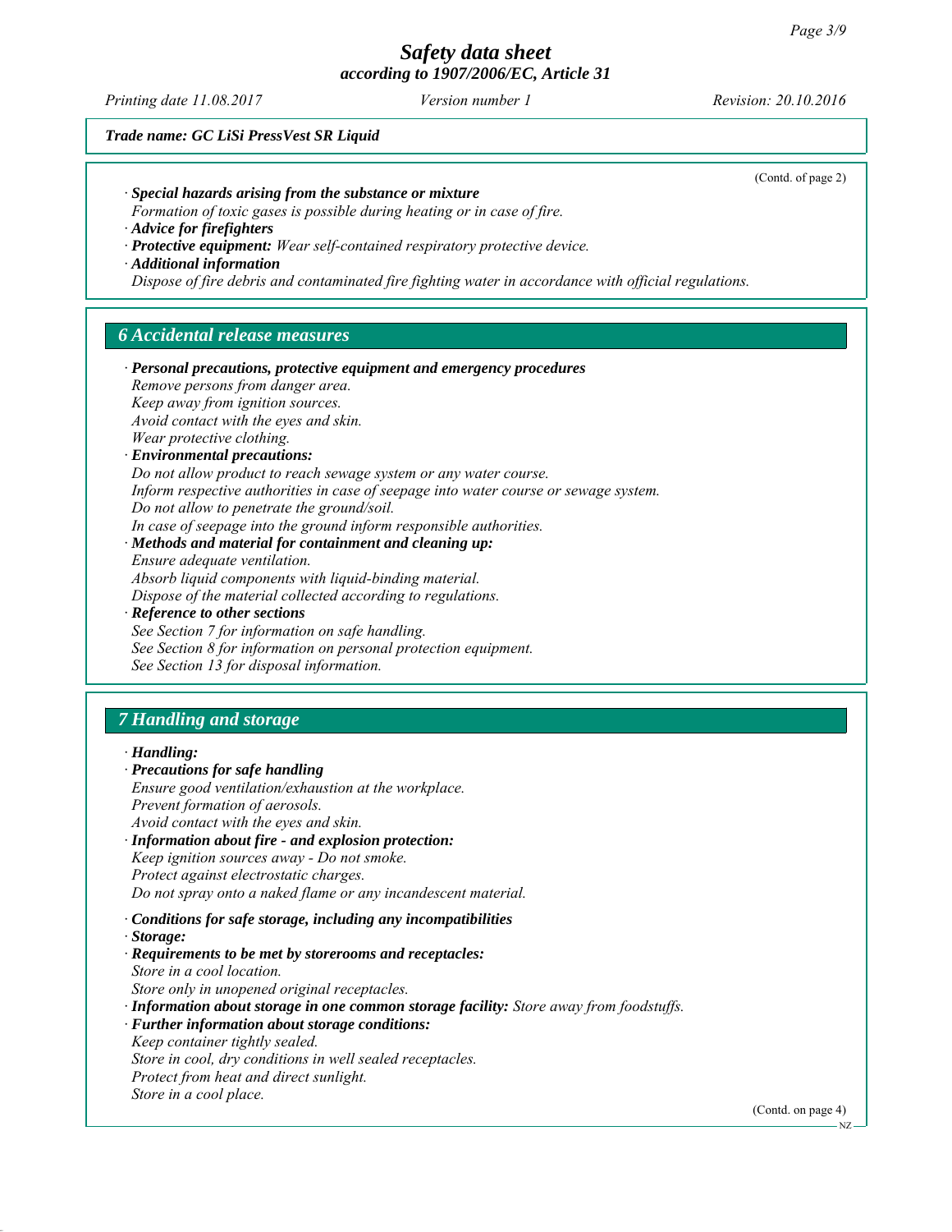*Trade name: GC LiSi PressVest SR Liquid*

(Contd. of page 2)

· ***Special hazards arising from the substance or mixture***
*Formation of toxic gases is possible during heating or in case of fire.*
· ***Advice for firefighters***
· ***Protective equipment:*** *Wear self-contained respiratory protective device.*
· ***Additional information***
*Dispose of fire debris and contaminated fire fighting water in accordance with official regulations.*

## 6 Accidental release measures

· ***Personal precautions, protective equipment and emergency procedures***
*Remove persons from danger area.*
*Keep away from ignition sources.*
*Avoid contact with the eyes and skin.*
*Wear protective clothing.*
· ***Environmental precautions:***
*Do not allow product to reach sewage system or any water course.*
*Inform respective authorities in case of seepage into water course or sewage system.*
*Do not allow to penetrate the ground/soil.*
*In case of seepage into the ground inform responsible authorities.*
· ***Methods and material for containment and cleaning up:***
*Ensure adequate ventilation.*
*Absorb liquid components with liquid-binding material.*
*Dispose of the material collected according to regulations.*
· ***Reference to other sections***
*See Section 7 for information on safe handling.*
*See Section 8 for information on personal protection equipment.*
*See Section 13 for disposal information.*

## 7 Handling and storage

· ***Handling:***
· ***Precautions for safe handling***
*Ensure good ventilation/exhaustion at the workplace.*
*Prevent formation of aerosols.*
*Avoid contact with the eyes and skin.*
· ***Information about fire - and explosion protection:***
*Keep ignition sources away - Do not smoke.*
*Protect against electrostatic charges.*
*Do not spray onto a naked flame or any incandescent material.*

· ***Conditions for safe storage, including any incompatibilities***
· ***Storage:***
· ***Requirements to be met by storerooms and receptacles:***
*Store in a cool location.*
*Store only in unopened original receptacles.*
· ***Information about storage in one common storage facility:*** *Store away from foodstuffs.*
· ***Further information about storage conditions:***
*Keep container tightly sealed.*
*Store in cool, dry conditions in well sealed receptacles.*
*Protect from heat and direct sunlight.*
*Store in a cool place.*

(Contd. on page 4)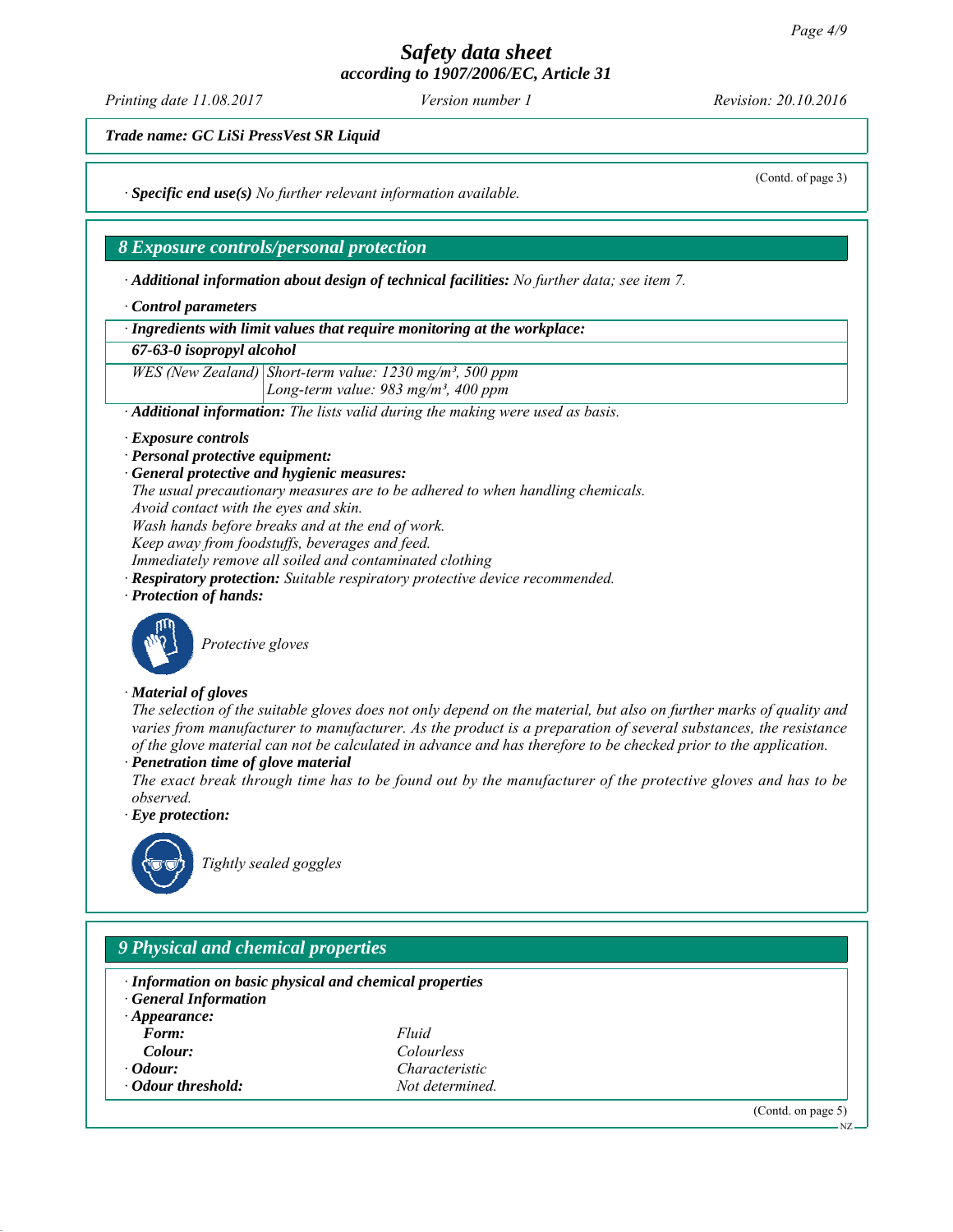**Trade name: GC LiSi PressVest SR Liquid**

(Contd. of page 3)

· **Specific end use(s)** No further relevant information available.

## 8 Exposure controls/personal protection

· **Additional information about design of technical facilities:** No further data; see item 7.

· **Control parameters**

| · Ingredients with limit values that require monitoring at the workplace: | |
|---|---|
| **67-63-0 isopropyl alcohol** | |
| WES (New Zealand) | Short-term value: 1230 mg/m³, 500 ppm<br>Long-term value: 983 mg/m³, 400 ppm |

· **Additional information:** The lists valid during the making were used as basis.

· **Exposure controls**
· **Personal protective equipment:**
· **General protective and hygienic measures:**
The usual precautionary measures are to be adhered to when handling chemicals.
Avoid contact with the eyes and skin.
Wash hands before breaks and at the end of work.
Keep away from foodstuffs, beverages and feed.
Immediately remove all soiled and contaminated clothing
· **Respiratory protection:** Suitable respiratory protective device recommended.
· **Protection of hands:**

Protective gloves

· **Material of gloves**
The selection of the suitable gloves does not only depend on the material, but also on further marks of quality and varies from manufacturer to manufacturer. As the product is a preparation of several substances, the resistance of the glove material can not be calculated in advance and has therefore to be checked prior to the application.
· **Penetration time of glove material**
The exact break through time has to be found out by the manufacturer of the protective gloves and has to be observed.
· **Eye protection:**

Tightly sealed goggles

## 9 Physical and chemical properties

· **Information on basic physical and chemical properties**
· **General Information**
· **Appearance:**

| | |
|---|---|
| **Form:** | Fluid |
| **Colour:** | Colourless |
| · **Odour:** | Characteristic |
| · **Odour threshold:** | Not determined. |

(Contd. on page 5)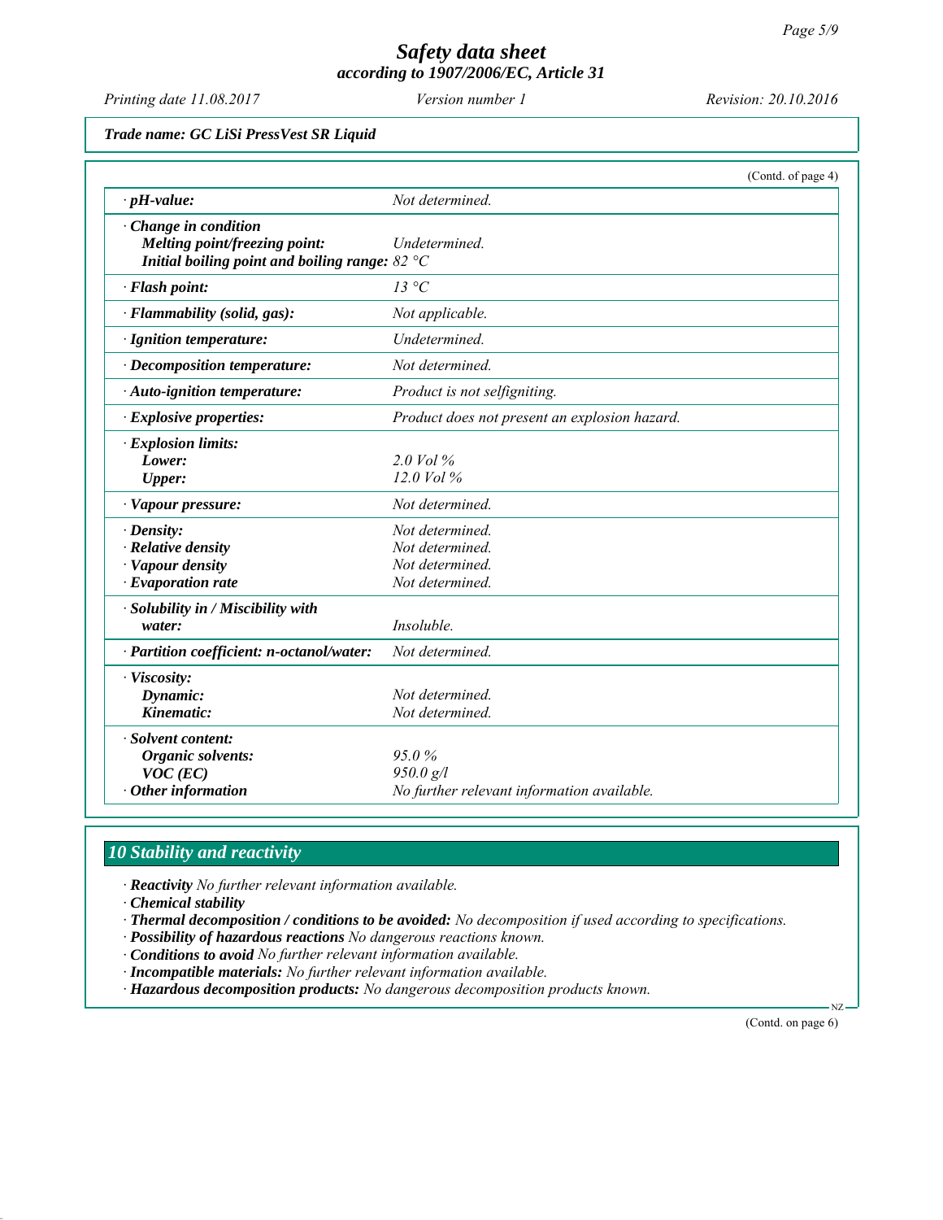*Trade name: GC LiSi PressVest SR Liquid*

(Contd. of page 4)

| | |
|---|---|
| · ***pH-value:*** | *Not determined.* |
| · ***Change in condition*** | |
| ***Melting point/freezing point:*** | *Undetermined.* |
| ***Initial boiling point and boiling range:*** | *82 °C* |
| · ***Flash point:*** | *13 °C* |
| · ***Flammability (solid, gas):*** | *Not applicable.* |
| · ***Ignition temperature:*** | *Undetermined.* |
| · ***Decomposition temperature:*** | *Not determined.* |
| · ***Auto-ignition temperature:*** | *Product is not selfigniting.* |
| · ***Explosive properties:*** | *Product does not present an explosion hazard.* |
| · ***Explosion limits:*** | |
| ***Lower:*** | *2.0 Vol %* |
| ***Upper:*** | *12.0 Vol %* |
| · ***Vapour pressure:*** | *Not determined.* |
| · ***Density:*** | *Not determined.* |
| · ***Relative density*** | *Not determined.* |
| · ***Vapour density*** | *Not determined.* |
| · ***Evaporation rate*** | *Not determined.* |
| · ***Solubility in / Miscibility with*** | |
| ***water:*** | *Insoluble.* |
| · ***Partition coefficient: n-octanol/water:*** | *Not determined.* |
| · ***Viscosity:*** | |
| ***Dynamic:*** | *Not determined.* |
| ***Kinematic:*** | *Not determined.* |
| · ***Solvent content:*** | |
| ***Organic solvents:*** | *95.0 %* |
| ***VOC (EC)*** | *950.0 g/l* |
| · ***Other information*** | *No further relevant information available.* |

## *10 Stability and reactivity*

· ***Reactivity*** *No further relevant information available.*
· ***Chemical stability***
· ***Thermal decomposition / conditions to be avoided:*** *No decomposition if used according to specifications.*
· ***Possibility of hazardous reactions*** *No dangerous reactions known.*
· ***Conditions to avoid*** *No further relevant information available.*
· ***Incompatible materials:*** *No further relevant information available.*
· ***Hazardous decomposition products:*** *No dangerous decomposition products known.*

(Contd. on page 6)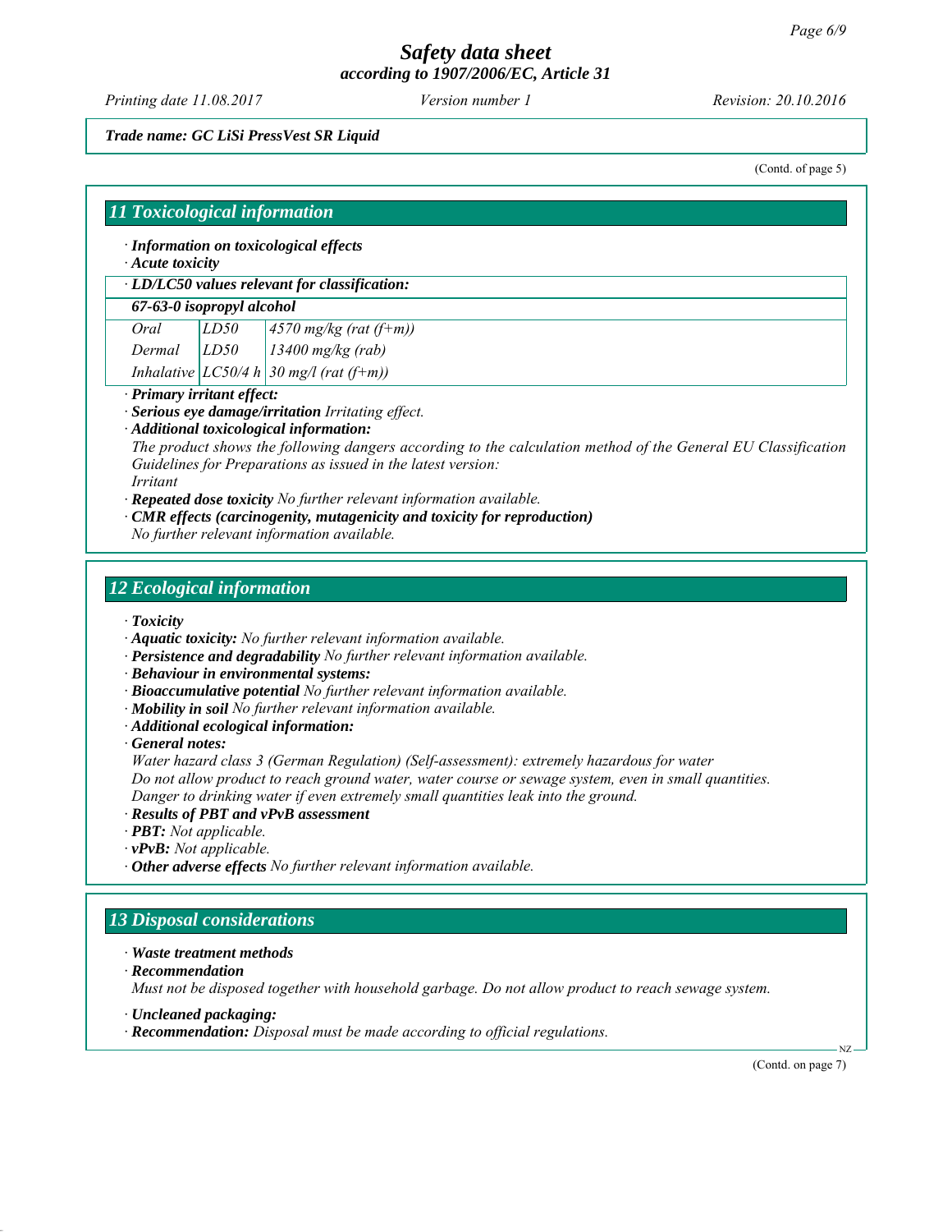Trade name: GC LiSi PressVest SR Liquid

(Contd. of page 5)

## 11 Toxicological information

· **Information on toxicological effects**
· **Acute toxicity**

· **LD/LC50 values relevant for classification:**

| 67-63-0 isopropyl alcohol | | |
|---|---|---|
| Oral | LD50 | 4570 mg/kg (rat (f+m)) |
| Dermal | LD50 | 13400 mg/kg (rab) |
| Inhalative | LC50/4 h | 30 mg/l (rat (f+m)) |

· **Primary irritant effect:**
· **Serious eye damage/irritation** Irritating effect.
· **Additional toxicological information:**
The product shows the following dangers according to the calculation method of the General EU Classification Guidelines for Preparations as issued in the latest version:
Irritant
· **Repeated dose toxicity** No further relevant information available.
· **CMR effects (carcinogenity, mutagenicity and toxicity for reproduction)**
No further relevant information available.

## 12 Ecological information

· **Toxicity**
· **Aquatic toxicity:** No further relevant information available.
· **Persistence and degradability** No further relevant information available.
· **Behaviour in environmental systems:**
· **Bioaccumulative potential** No further relevant information available.
· **Mobility in soil** No further relevant information available.
· **Additional ecological information:**
· **General notes:**
Water hazard class 3 (German Regulation) (Self-assessment): extremely hazardous for water
Do not allow product to reach ground water, water course or sewage system, even in small quantities.
Danger to drinking water if even extremely small quantities leak into the ground.
· **Results of PBT and vPvB assessment**
· **PBT:** Not applicable.
· **vPvB:** Not applicable.
· **Other adverse effects** No further relevant information available.

## 13 Disposal considerations

· **Waste treatment methods**
· **Recommendation**
Must not be disposed together with household garbage. Do not allow product to reach sewage system.

· **Uncleaned packaging:**
· **Recommendation:** Disposal must be made according to official regulations.

(Contd. on page 7)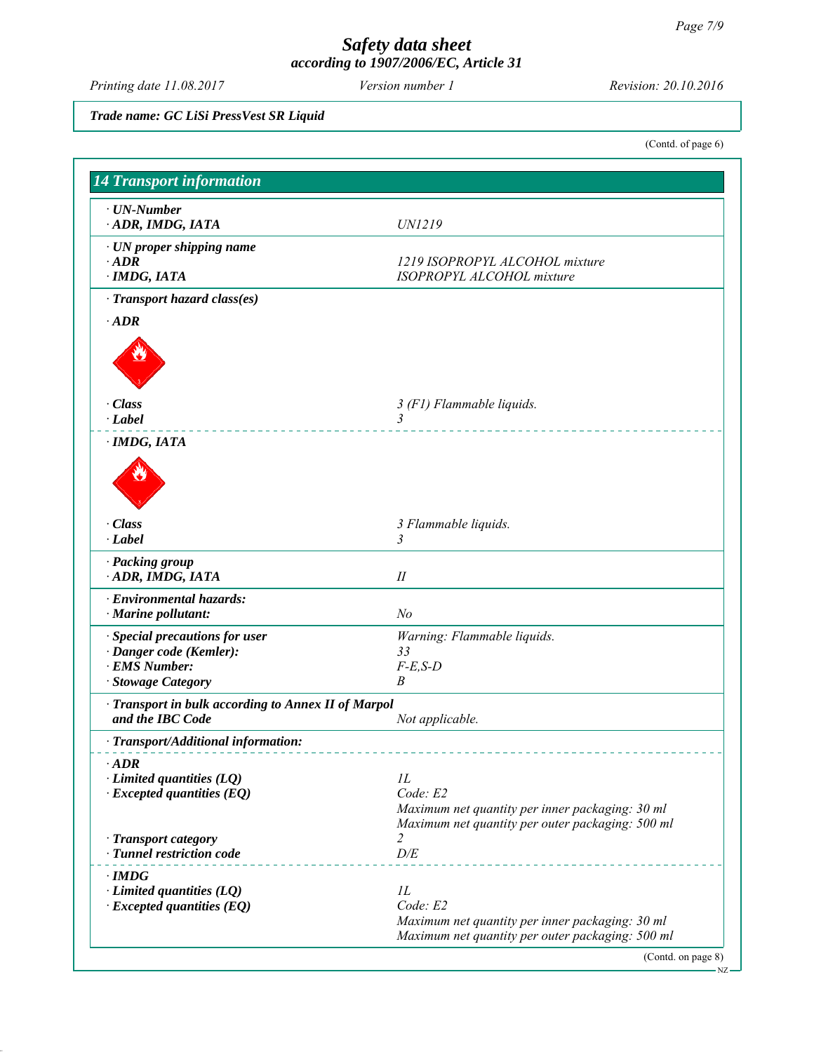*Trade name: GC LiSi PressVest SR Liquid*

(Contd. of page 6)

## 14 Transport information

| | |
|---|---|
| **· UN-Number** | |
| **· ADR, IMDG, IATA** | *UN1219* |
| **· UN proper shipping name** | |
| **· ADR** | *1219 ISOPROPYL ALCOHOL mixture* |
| **· IMDG, IATA** | *ISOPROPYL ALCOHOL mixture* |
| **· Transport hazard class(es)** | |
| **· ADR** | |
| **· Class** | *3 (F1) Flammable liquids.* |
| **· Label** | *3* |
| **· IMDG, IATA** | |
| **· Class** | *3 Flammable liquids.* |
| **· Label** | *3* |
| **· Packing group** | |
| **· ADR, IMDG, IATA** | *II* |
| **· Environmental hazards:** | |
| **· Marine pollutant:** | *No* |
| **· Special precautions for user** | *Warning: Flammable liquids.* |
| **· Danger code (Kemler):** | *33* |
| **· EMS Number:** | *F-E,S-D* |
| **· Stowage Category** | *B* |
| **· Transport in bulk according to Annex II of Marpol and the IBC Code** | *Not applicable.* |
| **· Transport/Additional information:** | |
| **· ADR** | |
| **· Limited quantities (LQ)** | *1L* |
| **· Excepted quantities (EQ)** | *Code: E2* <br> *Maximum net quantity per inner packaging: 30 ml* <br> *Maximum net quantity per outer packaging: 500 ml* |
| **· Transport category** | *2* |
| **· Tunnel restriction code** | *D/E* |
| **· IMDG** | |
| **· Limited quantities (LQ)** | *1L* |
| **· Excepted quantities (EQ)** | *Code: E2* <br> *Maximum net quantity per inner packaging: 30 ml* <br> *Maximum net quantity per outer packaging: 500 ml* |

(Contd. on page 8)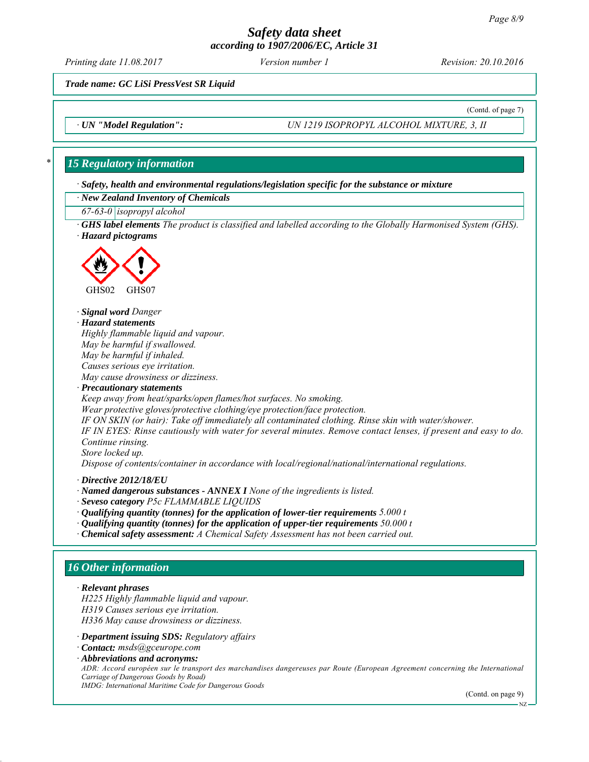# Safety data sheet
*according to 1907/2006/EC, Article 31*

*Printing date 11.08.2017* *Version number 1* *Revision: 20.10.2016*

***Trade name: GC LiSi PressVest SR Liquid***

(Contd. of page 7)

| | |
|---|---|
| · **UN "Model Regulation":** | *UN 1219 ISOPROPYL ALCOHOL MIXTURE, 3, II* |

## 15 Regulatory information

· ***Safety, health and environmental regulations/legislation specific for the substance or mixture***

| · ***New Zealand Inventory of Chemicals*** | |
|---|---|
| *67-63-0* | *isopropyl alcohol* |

· ***GHS label elements*** *The product is classified and labelled according to the Globally Harmonised System (GHS).*
· ***Hazard pictograms***

GHS02 GHS07

· ***Signal word*** *Danger*
· ***Hazard statements***
*Highly flammable liquid and vapour.*
*May be harmful if swallowed.*
*May be harmful if inhaled.*
*Causes serious eye irritation.*
*May cause drowsiness or dizziness.*
· ***Precautionary statements***
*Keep away from heat/sparks/open flames/hot surfaces. No smoking.*
*Wear protective gloves/protective clothing/eye protection/face protection.*
*IF ON SKIN (or hair): Take off immediately all contaminated clothing. Rinse skin with water/shower.*
*IF IN EYES: Rinse cautiously with water for several minutes. Remove contact lenses, if present and easy to do. Continue rinsing.*
*Store locked up.*
*Dispose of contents/container in accordance with local/regional/national/international regulations.*

· ***Directive 2012/18/EU***
· ***Named dangerous substances - ANNEX I*** *None of the ingredients is listed.*
· ***Seveso category*** *P5c FLAMMABLE LIQUIDS*
· ***Qualifying quantity (tonnes) for the application of lower-tier requirements*** *5.000 t*
· ***Qualifying quantity (tonnes) for the application of upper-tier requirements*** *50.000 t*
· ***Chemical safety assessment:*** *A Chemical Safety Assessment has not been carried out.*

## 16 Other information

· ***Relevant phrases***
*H225 Highly flammable liquid and vapour.*
*H319 Causes serious eye irritation.*
*H336 May cause drowsiness or dizziness.*

· ***Department issuing SDS:*** *Regulatory affairs*
· ***Contact:*** *msds@gceurope.com*
· ***Abbreviations and acronyms:***
*ADR: Accord européen sur le transport des marchandises dangereuses par Route (European Agreement concerning the International Carriage of Dangerous Goods by Road)*
*IMDG: International Maritime Code for Dangerous Goods*

(Contd. on page 9)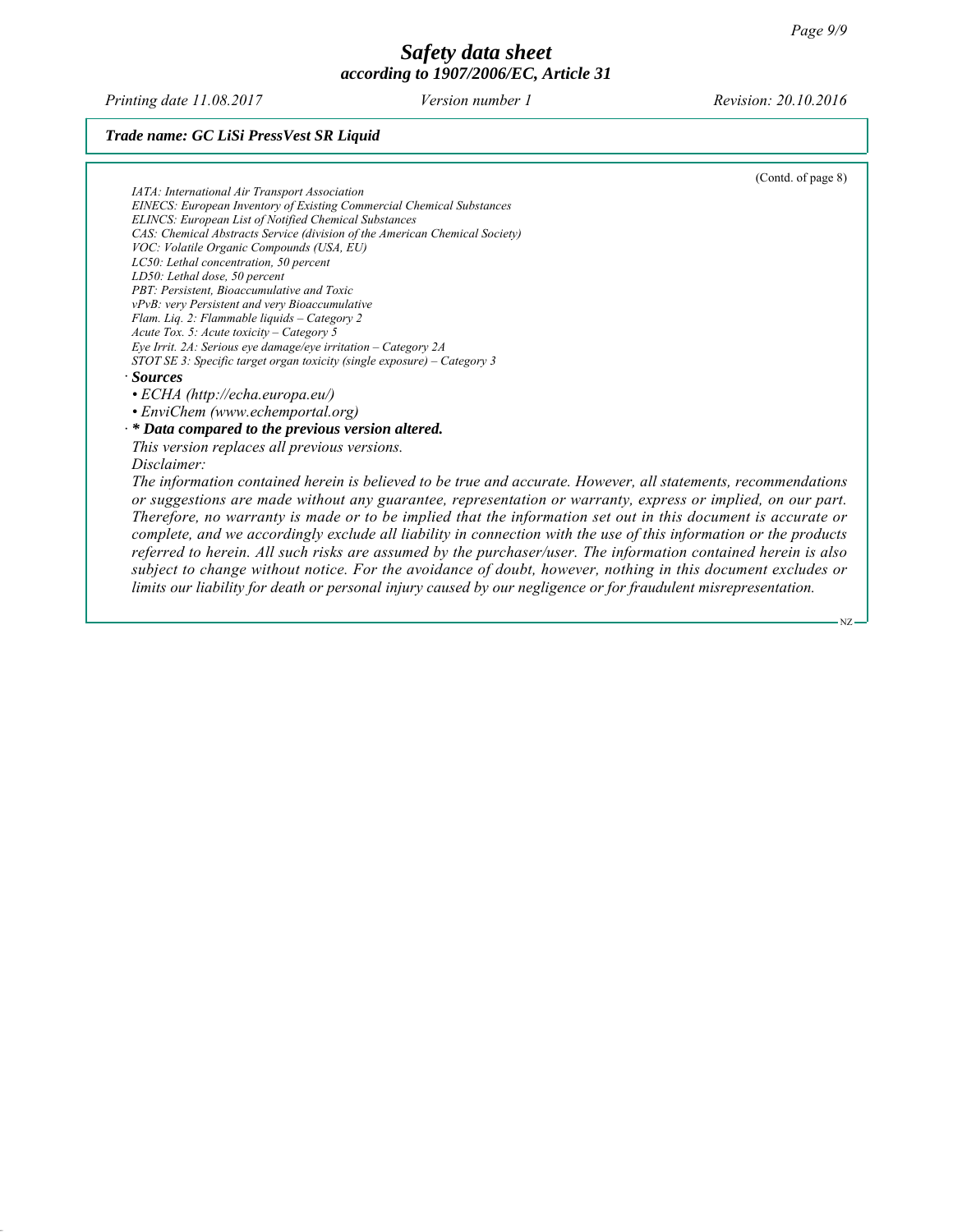(Contd. of page 8)

*IATA: International Air Transport Association*
*EINECS: European Inventory of Existing Commercial Chemical Substances*
*ELINCS: European List of Notified Chemical Substances*
*CAS: Chemical Abstracts Service (division of the American Chemical Society)*
*VOC: Volatile Organic Compounds (USA, EU)*
*LC50: Lethal concentration, 50 percent*
*LD50: Lethal dose, 50 percent*
*PBT: Persistent, Bioaccumulative and Toxic*
*vPvB: very Persistent and very Bioaccumulative*
*Flam. Liq. 2: Flammable liquids – Category 2*
*Acute Tox. 5: Acute toxicity – Category 5*
*Eye Irrit. 2A: Serious eye damage/eye irritation – Category 2A*
*STOT SE 3: Specific target organ toxicity (single exposure) – Category 3*

· ***Sources***

- *ECHA (http://echa.europa.eu/)*
- *EnviChem (www.echemportal.org)*

· ***\* Data compared to the previous version altered.***

*This version replaces all previous versions.*

*Disclaimer:*

*The information contained herein is believed to be true and accurate. However, all statements, recommendations or suggestions are made without any guarantee, representation or warranty, express or implied, on our part. Therefore, no warranty is made or to be implied that the information set out in this document is accurate or complete, and we accordingly exclude all liability in connection with the use of this information or the products referred to herein. All such risks are assumed by the purchaser/user. The information contained herein is also subject to change without notice. For the avoidance of doubt, however, nothing in this document excludes or limits our liability for death or personal injury caused by our negligence or for fraudulent misrepresentation.*

NZ